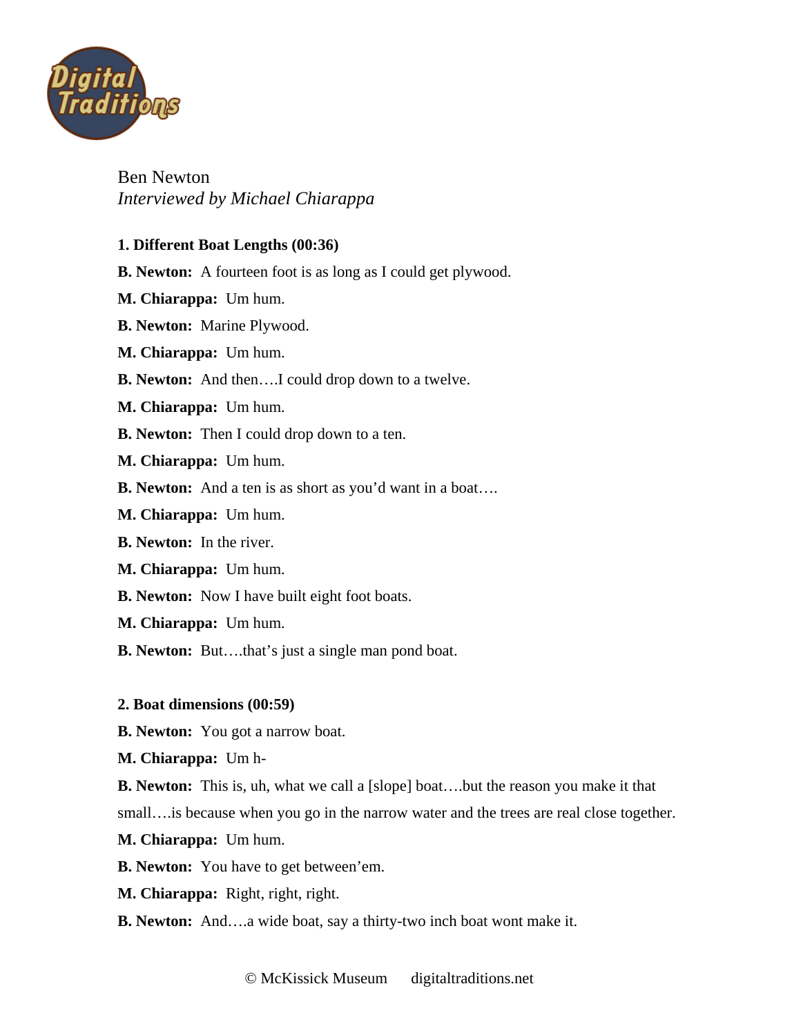Ben Newton
*Interviewed by Michael Chiarappa*

**1. Different Boat Lengths (00:36)**

**B. Newton:** A fourteen foot is as long as I could get plywood.

**M. Chiarappa:** Um hum.

**B. Newton:** Marine Plywood.

**M. Chiarappa:** Um hum.

**B. Newton:** And then….I could drop down to a twelve.

**M. Chiarappa:** Um hum.

**B. Newton:** Then I could drop down to a ten.

**M. Chiarappa:** Um hum.

**B. Newton:** And a ten is as short as you'd want in a boat….

**M. Chiarappa:** Um hum.

**B. Newton:** In the river.

**M. Chiarappa:** Um hum.

**B. Newton:** Now I have built eight foot boats.

**M. Chiarappa:** Um hum.

**B. Newton:** But….that's just a single man pond boat.

**2. Boat dimensions (00:59)**

**B. Newton:** You got a narrow boat.

**M. Chiarappa:** Um h-

**B. Newton:** This is, uh, what we call a [slope] boat….but the reason you make it that small….is because when you go in the narrow water and the trees are real close together.

**M. Chiarappa:** Um hum.

**B. Newton:** You have to get between'em.

**M. Chiarappa:** Right, right, right.

**B. Newton:** And….a wide boat, say a thirty-two inch boat wont make it.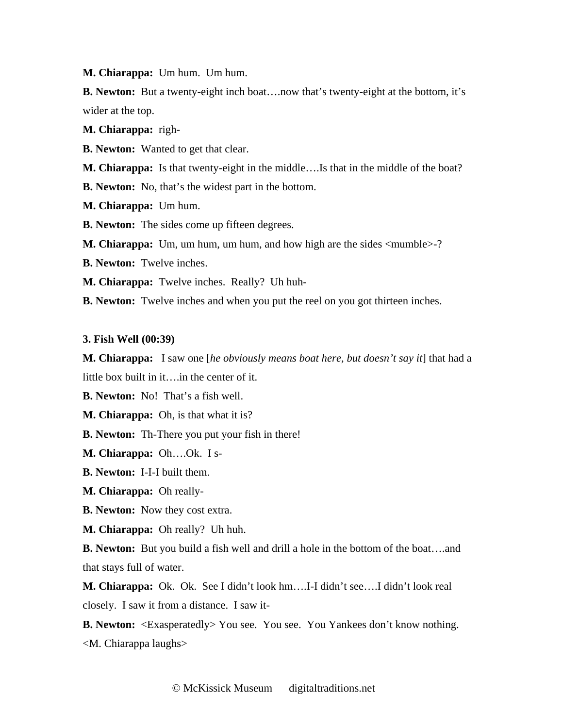**M. Chiarappa:** Um hum. Um hum.

**B. Newton:** But a twenty-eight inch boat….now that's twenty-eight at the bottom, it's wider at the top.

**M. Chiarappa:** righ-

**B. Newton:** Wanted to get that clear.

**M. Chiarappa:** Is that twenty-eight in the middle….Is that in the middle of the boat?

**B. Newton:** No, that's the widest part in the bottom.

**M. Chiarappa:** Um hum.

**B. Newton:** The sides come up fifteen degrees.

**M. Chiarappa:** Um, um hum, um hum, and how high are the sides <mumble>-?

**B. Newton:** Twelve inches.

**M. Chiarappa:** Twelve inches. Really? Uh huh-

**B. Newton:** Twelve inches and when you put the reel on you got thirteen inches.

**3. Fish Well (00:39)**

**M. Chiarappa:** I saw one [*he obviously means boat here, but doesn't say it*] that had a little box built in it….in the center of it.

**B. Newton:** No! That's a fish well.

**M. Chiarappa:** Oh, is that what it is?

**B. Newton:** Th-There you put your fish in there!

**M. Chiarappa:** Oh….Ok. I s-

**B. Newton:** I-I-I built them.

**M. Chiarappa:** Oh really-

**B. Newton:** Now they cost extra.

**M. Chiarappa:** Oh really? Uh huh.

**B. Newton:** But you build a fish well and drill a hole in the bottom of the boat….and that stays full of water.

**M. Chiarappa:** Ok. Ok. See I didn't look hm….I-I didn't see….I didn't look real closely. I saw it from a distance. I saw it-

**B. Newton:** <Exasperatedly> You see. You see. You Yankees don't know nothing.
<M. Chiarappa laughs>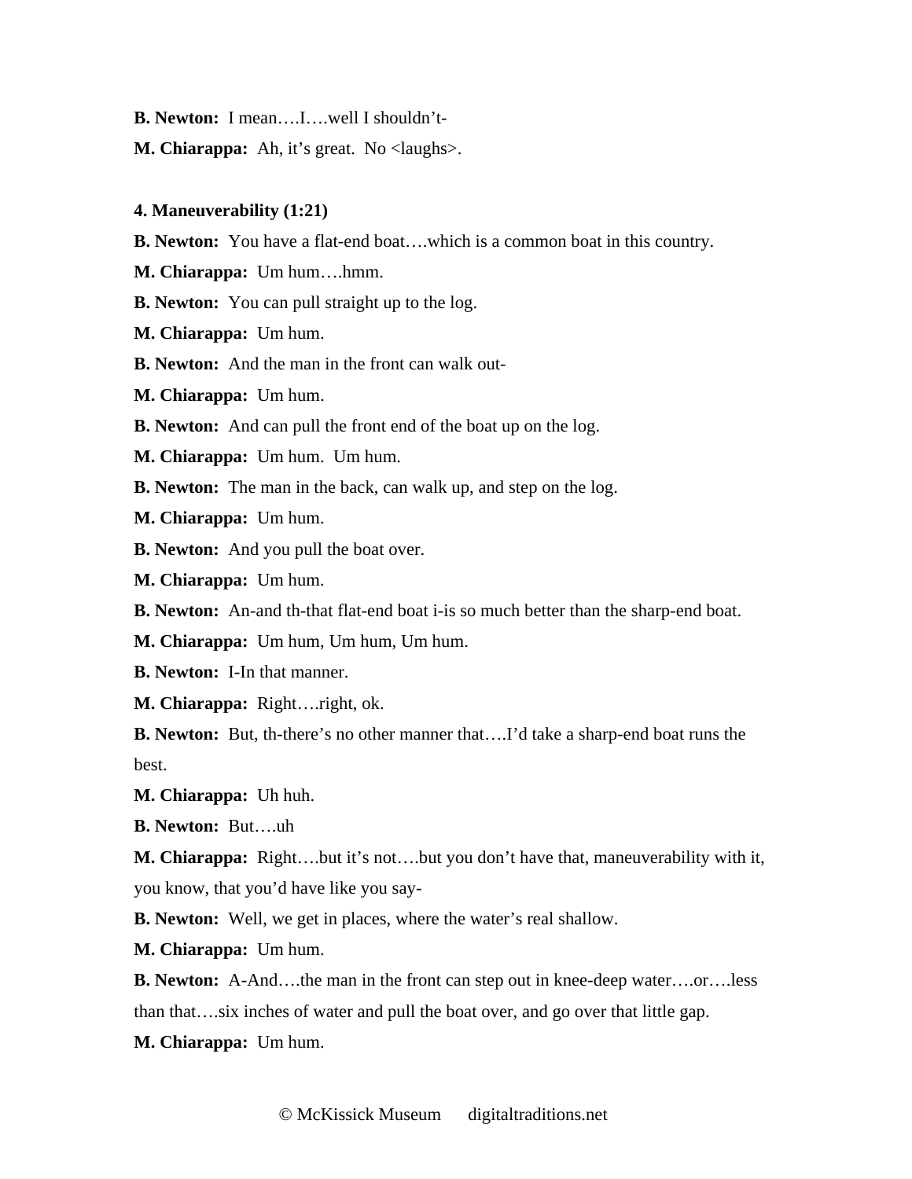**B. Newton:** I mean….I….well I shouldn't-

**M. Chiarappa:** Ah, it's great. No <laughs>.

**4. Maneuverability (1:21)**

**B. Newton:** You have a flat-end boat….which is a common boat in this country.

**M. Chiarappa:** Um hum….hmm.

**B. Newton:** You can pull straight up to the log.

**M. Chiarappa:** Um hum.

**B. Newton:** And the man in the front can walk out-

**M. Chiarappa:** Um hum.

**B. Newton:** And can pull the front end of the boat up on the log.

**M. Chiarappa:** Um hum. Um hum.

**B. Newton:** The man in the back, can walk up, and step on the log.

**M. Chiarappa:** Um hum.

**B. Newton:** And you pull the boat over.

**M. Chiarappa:** Um hum.

**B. Newton:** An-and th-that flat-end boat i-is so much better than the sharp-end boat.

**M. Chiarappa:** Um hum, Um hum, Um hum.

**B. Newton:** I-In that manner.

**M. Chiarappa:** Right….right, ok.

**B. Newton:** But, th-there's no other manner that….I'd take a sharp-end boat runs the best.

**M. Chiarappa:** Uh huh.

**B. Newton:** But….uh

**M. Chiarappa:** Right….but it's not….but you don't have that, maneuverability with it, you know, that you'd have like you say-

**B. Newton:** Well, we get in places, where the water's real shallow.

**M. Chiarappa:** Um hum.

**B. Newton:** A-And….the man in the front can step out in knee-deep water….or….less than that….six inches of water and pull the boat over, and go over that little gap.

**M. Chiarappa:** Um hum.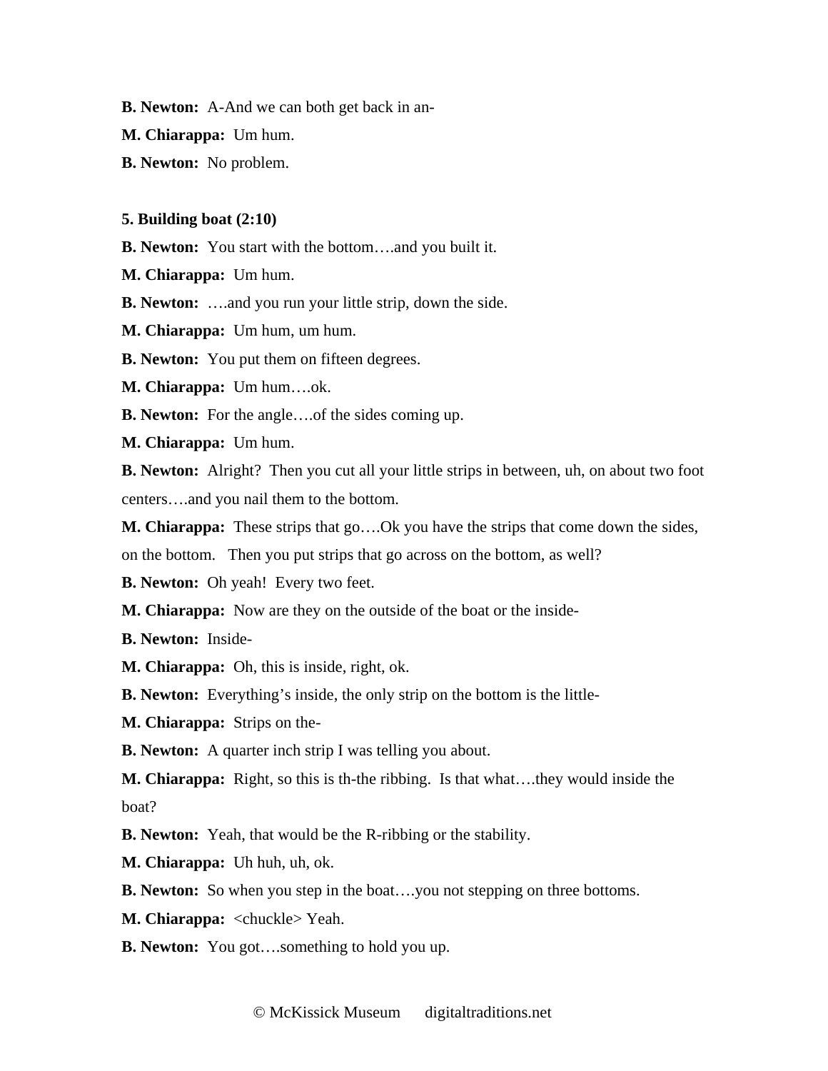**B. Newton:** A-And we can both get back in an-

**M. Chiarappa:** Um hum.

**B. Newton:** No problem.

**5. Building boat (2:10)**

**B. Newton:** You start with the bottom….and you built it.

**M. Chiarappa:** Um hum.

**B. Newton:** ….and you run your little strip, down the side.

**M. Chiarappa:** Um hum, um hum.

**B. Newton:** You put them on fifteen degrees.

**M. Chiarappa:** Um hum….ok.

**B. Newton:** For the angle….of the sides coming up.

**M. Chiarappa:** Um hum.

**B. Newton:** Alright? Then you cut all your little strips in between, uh, on about two foot centers….and you nail them to the bottom.

**M. Chiarappa:** These strips that go….Ok you have the strips that come down the sides, on the bottom. Then you put strips that go across on the bottom, as well?

**B. Newton:** Oh yeah! Every two feet.

**M. Chiarappa:** Now are they on the outside of the boat or the inside-

**B. Newton:** Inside-

**M. Chiarappa:** Oh, this is inside, right, ok.

**B. Newton:** Everything's inside, the only strip on the bottom is the little-

**M. Chiarappa:** Strips on the-

**B. Newton:** A quarter inch strip I was telling you about.

**M. Chiarappa:** Right, so this is th-the ribbing. Is that what….they would inside the boat?

**B. Newton:** Yeah, that would be the R-ribbing or the stability.

**M. Chiarappa:** Uh huh, uh, ok.

**B. Newton:** So when you step in the boat….you not stepping on three bottoms.

**M. Chiarappa:** <chuckle> Yeah.

**B. Newton:** You got….something to hold you up.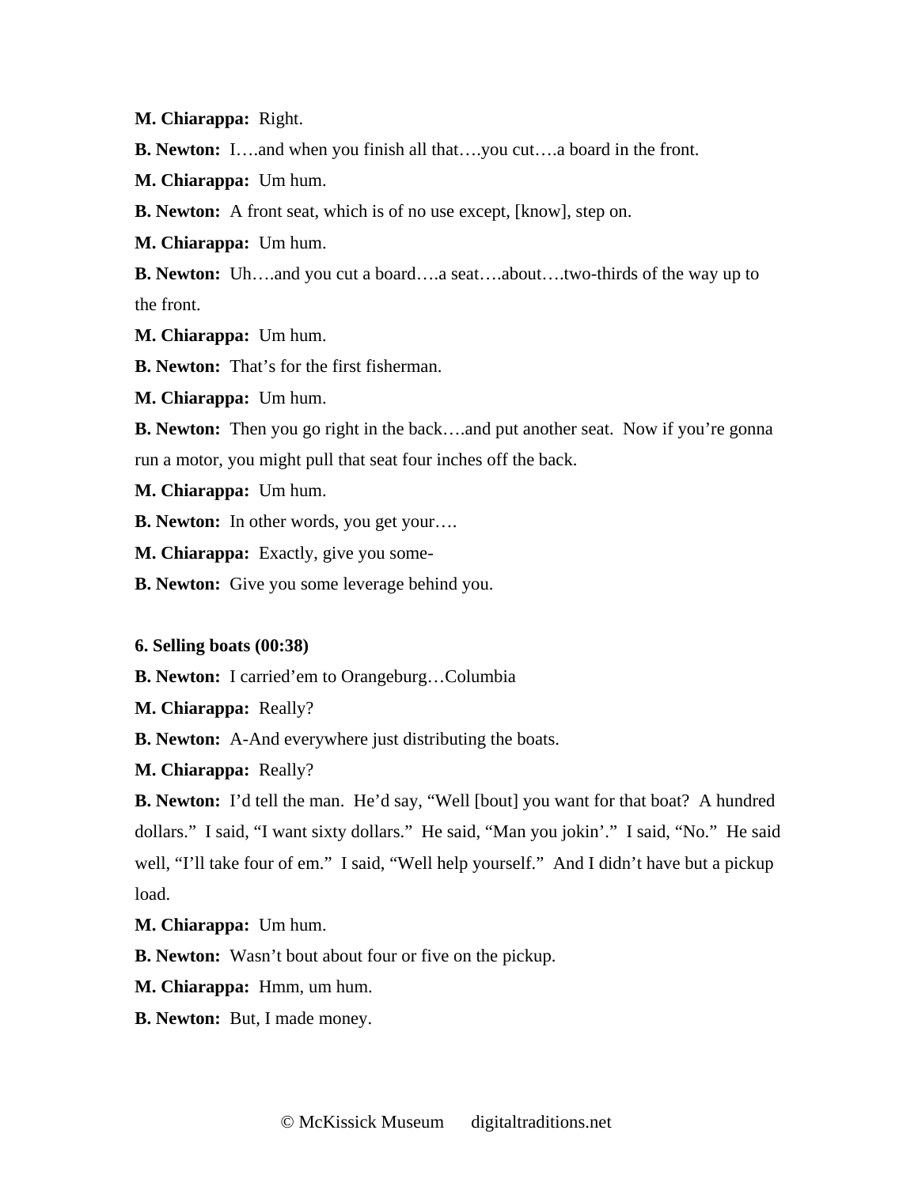**M. Chiarappa:** Right.

**B. Newton:** I….and when you finish all that….you cut….a board in the front.

**M. Chiarappa:** Um hum.

**B. Newton:** A front seat, which is of no use except, [know], step on.

**M. Chiarappa:** Um hum.

**B. Newton:** Uh….and you cut a board….a seat….about….two-thirds of the way up to the front.

**M. Chiarappa:** Um hum.

**B. Newton:** That's for the first fisherman.

**M. Chiarappa:** Um hum.

**B. Newton:** Then you go right in the back….and put another seat. Now if you're gonna run a motor, you might pull that seat four inches off the back.

**M. Chiarappa:** Um hum.

**B. Newton:** In other words, you get your….

**M. Chiarappa:** Exactly, give you some-

**B. Newton:** Give you some leverage behind you.

**6. Selling boats (00:38)**

**B. Newton:** I carried'em to Orangeburg…Columbia

**M. Chiarappa:** Really?

**B. Newton:** A-And everywhere just distributing the boats.

**M. Chiarappa:** Really?

**B. Newton:** I'd tell the man. He'd say, "Well [bout] you want for that boat? A hundred dollars." I said, "I want sixty dollars." He said, "Man you jokin'." I said, "No." He said well, "I'll take four of em." I said, "Well help yourself." And I didn't have but a pickup load.

**M. Chiarappa:** Um hum.

**B. Newton:** Wasn't bout about four or five on the pickup.

**M. Chiarappa:** Hmm, um hum.

**B. Newton:** But, I made money.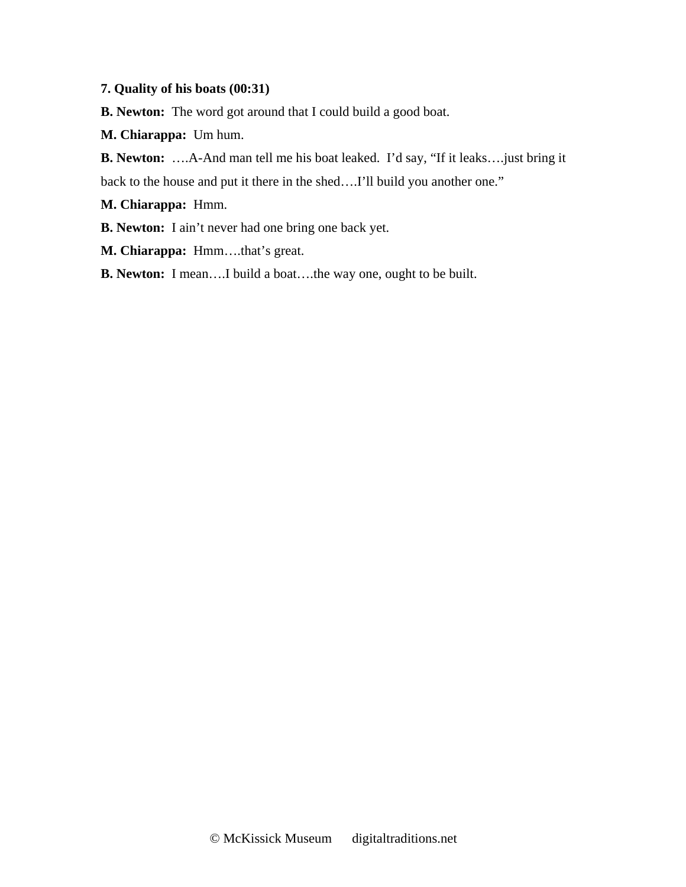**7. Quality of his boats (00:31)**

**B. Newton:** The word got around that I could build a good boat.

**M. Chiarappa:** Um hum.

**B. Newton:** ….A-And man tell me his boat leaked. I'd say, "If it leaks….just bring it back to the house and put it there in the shed….I'll build you another one."

**M. Chiarappa:** Hmm.

**B. Newton:** I ain't never had one bring one back yet.

**M. Chiarappa:** Hmm….that's great.

**B. Newton:** I mean….I build a boat….the way one, ought to be built.

© McKissick Museum digitaltraditions.net